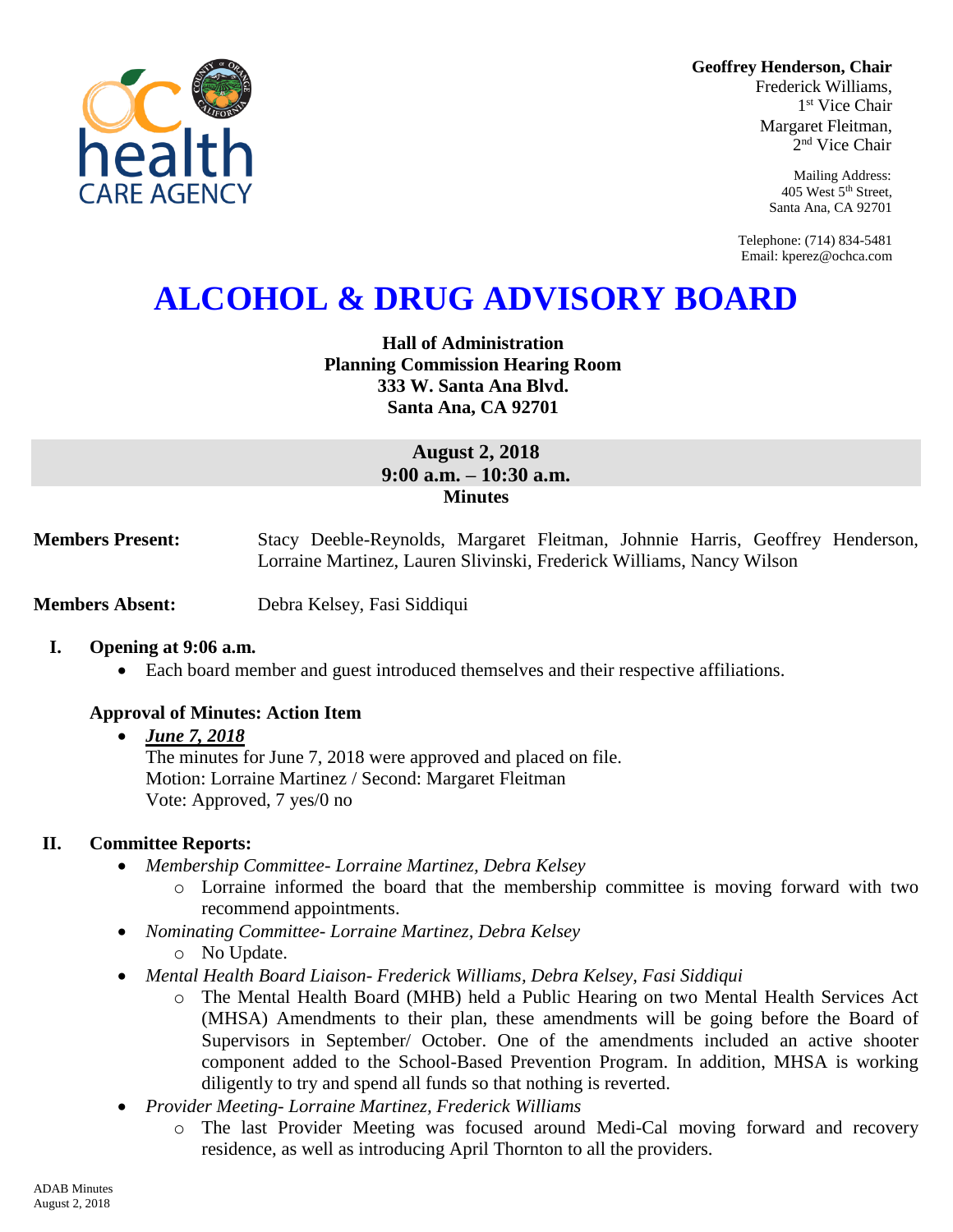**Geoffrey Henderson, Chair**
Frederick Williams,
1st Vice Chair
Margaret Fleitman,
2nd Vice Chair

Mailing Address:
405 West 5th Street,
Santa Ana, CA 92701

Telephone: (714) 834-5481
Email: kperez@ochca.com

# ALCOHOL & DRUG ADVISORY BOARD

**Hall of Administration**
**Planning Commission Hearing Room**
**333 W. Santa Ana Blvd.**
**Santa Ana, CA 92701**

**August 2, 2018**
**9:00 a.m. – 10:30 a.m.**
**Minutes**

**Members Present:** Stacy Deeble-Reynolds, Margaret Fleitman, Johnnie Harris, Geoffrey Henderson, Lorraine Martinez, Lauren Slivinski, Frederick Williams, Nancy Wilson

**Members Absent:** Debra Kelsey, Fasi Siddiqui

## I. Opening at 9:06 a.m.

- Each board member and guest introduced themselves and their respective affiliations.

### Approval of Minutes: Action Item

- ***June 7, 2018***
  The minutes for June 7, 2018 were approved and placed on file.
  Motion: Lorraine Martinez / Second: Margaret Fleitman
  Vote: Approved, 7 yes/0 no

## II. Committee Reports:

- *Membership Committee- Lorraine Martinez, Debra Kelsey*
  - Lorraine informed the board that the membership committee is moving forward with two recommend appointments.
- *Nominating Committee- Lorraine Martinez, Debra Kelsey*
  - No Update.
- *Mental Health Board Liaison- Frederick Williams, Debra Kelsey, Fasi Siddiqui*
  - The Mental Health Board (MHB) held a Public Hearing on two Mental Health Services Act (MHSA) Amendments to their plan, these amendments will be going before the Board of Supervisors in September/ October. One of the amendments included an active shooter component added to the School-Based Prevention Program. In addition, MHSA is working diligently to try and spend all funds so that nothing is reverted.
- *Provider Meeting- Lorraine Martinez, Frederick Williams*
  - The last Provider Meeting was focused around Medi-Cal moving forward and recovery residence, as well as introducing April Thornton to all the providers.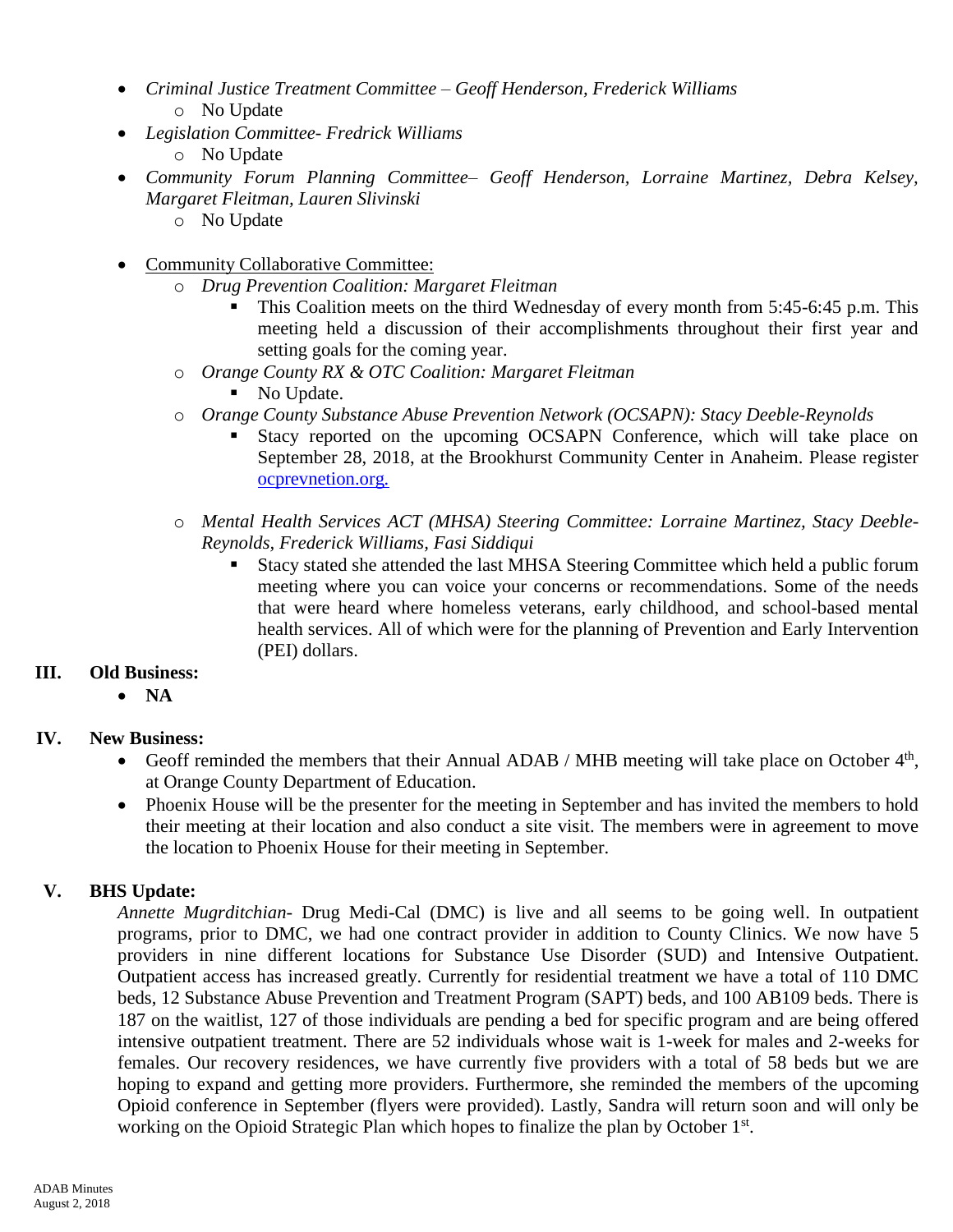- *Criminal Justice Treatment Committee – Geoff Henderson, Frederick Williams*
    - No Update
- *Legislation Committee- Fredrick Williams*
    - No Update
- *Community Forum Planning Committee– Geoff Henderson, Lorraine Martinez, Debra Kelsey, Margaret Fleitman, Lauren Slivinski*
    - No Update

- Community Collaborative Committee:
    - *Drug Prevention Coalition: Margaret Fleitman*
        - This Coalition meets on the third Wednesday of every month from 5:45-6:45 p.m. This meeting held a discussion of their accomplishments throughout their first year and setting goals for the coming year.
    - *Orange County RX & OTC Coalition: Margaret Fleitman*
        - No Update.
    - *Orange County Substance Abuse Prevention Network (OCSAPN): Stacy Deeble-Reynolds*
        - Stacy reported on the upcoming OCSAPN Conference, which will take place on September 28, 2018, at the Brookhurst Community Center in Anaheim. Please register ocprevnetion.org.

    - *Mental Health Services ACT (MHSA) Steering Committee: Lorraine Martinez, Stacy Deeble-Reynolds, Frederick Williams, Fasi Siddiqui*
        - Stacy stated she attended the last MHSA Steering Committee which held a public forum meeting where you can voice your concerns or recommendations. Some of the needs that were heard where homeless veterans, early childhood, and school-based mental health services. All of which were for the planning of Prevention and Early Intervention (PEI) dollars.

## III. Old Business:

- **NA**

## IV. New Business:

- Geoff reminded the members that their Annual ADAB / MHB meeting will take place on October 4th, at Orange County Department of Education.
- Phoenix House will be the presenter for the meeting in September and has invited the members to hold their meeting at their location and also conduct a site visit. The members were in agreement to move the location to Phoenix House for their meeting in September.

## V. BHS Update:

*Annette Mugrditchian*- Drug Medi-Cal (DMC) is live and all seems to be going well. In outpatient programs, prior to DMC, we had one contract provider in addition to County Clinics. We now have 5 providers in nine different locations for Substance Use Disorder (SUD) and Intensive Outpatient. Outpatient access has increased greatly. Currently for residential treatment we have a total of 110 DMC beds, 12 Substance Abuse Prevention and Treatment Program (SAPT) beds, and 100 AB109 beds. There is 187 on the waitlist, 127 of those individuals are pending a bed for specific program and are being offered intensive outpatient treatment. There are 52 individuals whose wait is 1-week for males and 2-weeks for females. Our recovery residences, we have currently five providers with a total of 58 beds but we are hoping to expand and getting more providers. Furthermore, she reminded the members of the upcoming Opioid conference in September (flyers were provided). Lastly, Sandra will return soon and will only be working on the Opioid Strategic Plan which hopes to finalize the plan by October 1st.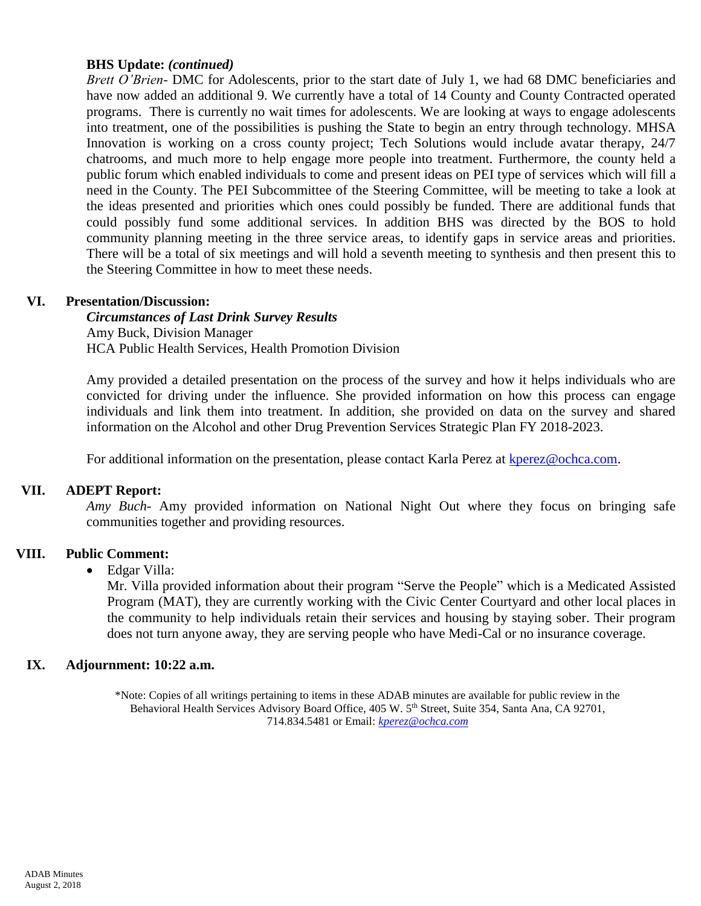**BHS Update:** ***(continued)***

*Brett O'Brien*- DMC for Adolescents, prior to the start date of July 1, we had 68 DMC beneficiaries and have now added an additional 9. We currently have a total of 14 County and County Contracted operated programs. There is currently no wait times for adolescents. We are looking at ways to engage adolescents into treatment, one of the possibilities is pushing the State to begin an entry through technology. MHSA Innovation is working on a cross county project; Tech Solutions would include avatar therapy, 24/7 chatrooms, and much more to help engage more people into treatment. Furthermore, the county held a public forum which enabled individuals to come and present ideas on PEI type of services which will fill a need in the County. The PEI Subcommittee of the Steering Committee, will be meeting to take a look at the ideas presented and priorities which ones could possibly be funded. There are additional funds that could possibly fund some additional services. In addition BHS was directed by the BOS to hold community planning meeting in the three service areas, to identify gaps in service areas and priorities. There will be a total of six meetings and will hold a seventh meeting to synthesis and then present this to the Steering Committee in how to meet these needs.

**VI. Presentation/Discussion:**

***Circumstances of Last Drink Survey Results***
Amy Buck, Division Manager
HCA Public Health Services, Health Promotion Division

Amy provided a detailed presentation on the process of the survey and how it helps individuals who are convicted for driving under the influence. She provided information on how this process can engage individuals and link them into treatment. In addition, she provided on data on the survey and shared information on the Alcohol and other Drug Prevention Services Strategic Plan FY 2018-2023.

For additional information on the presentation, please contact Karla Perez at kperez@ochca.com.

**VII. ADEPT Report:**

*Amy Buch*- Amy provided information on National Night Out where they focus on bringing safe communities together and providing resources.

**VIII. Public Comment:**

- Edgar Villa:
  Mr. Villa provided information about their program "Serve the People" which is a Medicated Assisted Program (MAT), they are currently working with the Civic Center Courtyard and other local places in the community to help individuals retain their services and housing by staying sober. Their program does not turn anyone away, they are serving people who have Medi-Cal or no insurance coverage.

**IX. Adjournment: 10:22 a.m.**

\*Note: Copies of all writings pertaining to items in these ADAB minutes are available for public review in the Behavioral Health Services Advisory Board Office, 405 W. 5th Street, Suite 354, Santa Ana, CA 92701, 714.834.5481 or Email: *kperez@ochca.com*